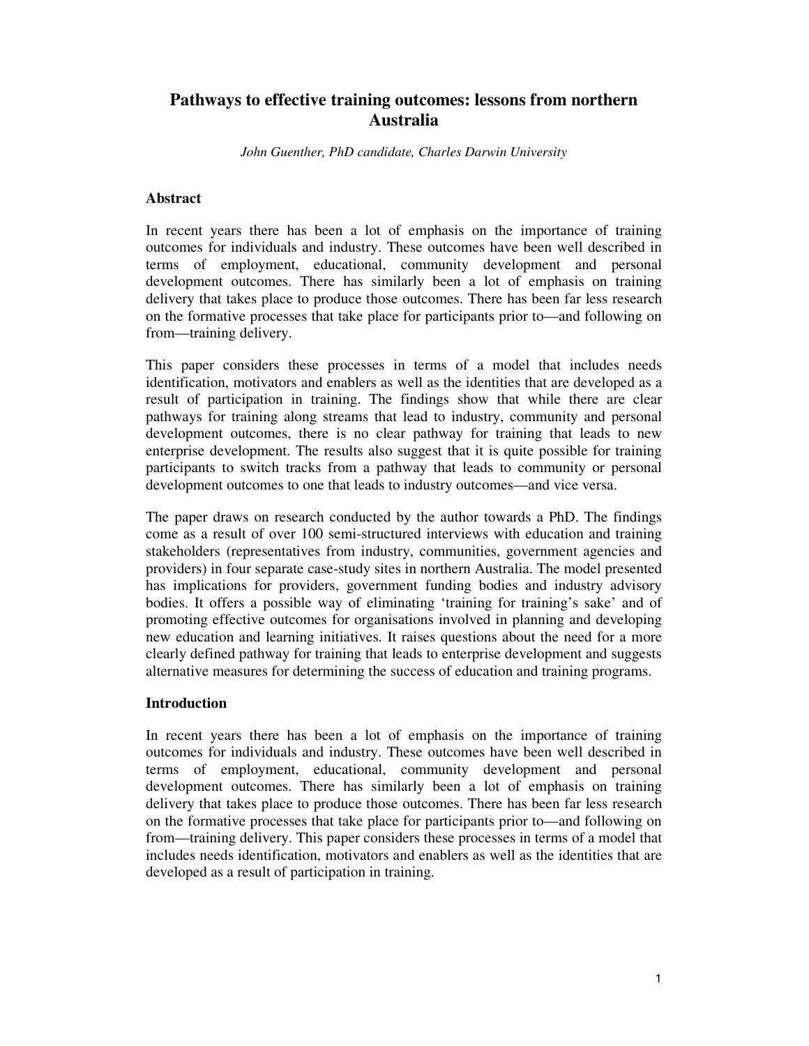# Pathways to effective training outcomes: lessons from northern Australia

*John Guenther, PhD candidate, Charles Darwin University*

## Abstract

In recent years there has been a lot of emphasis on the importance of training outcomes for individuals and industry. These outcomes have been well described in terms of employment, educational, community development and personal development outcomes. There has similarly been a lot of emphasis on training delivery that takes place to produce those outcomes. There has been far less research on the formative processes that take place for participants prior to—and following on from—training delivery.

This paper considers these processes in terms of a model that includes needs identification, motivators and enablers as well as the identities that are developed as a result of participation in training. The findings show that while there are clear pathways for training along streams that lead to industry, community and personal development outcomes, there is no clear pathway for training that leads to new enterprise development. The results also suggest that it is quite possible for training participants to switch tracks from a pathway that leads to community or personal development outcomes to one that leads to industry outcomes—and vice versa.

The paper draws on research conducted by the author towards a PhD. The findings come as a result of over 100 semi-structured interviews with education and training stakeholders (representatives from industry, communities, government agencies and providers) in four separate case-study sites in northern Australia. The model presented has implications for providers, government funding bodies and industry advisory bodies. It offers a possible way of eliminating 'training for training's sake' and of promoting effective outcomes for organisations involved in planning and developing new education and learning initiatives. It raises questions about the need for a more clearly defined pathway for training that leads to enterprise development and suggests alternative measures for determining the success of education and training programs.

## Introduction

In recent years there has been a lot of emphasis on the importance of training outcomes for individuals and industry. These outcomes have been well described in terms of employment, educational, community development and personal development outcomes. There has similarly been a lot of emphasis on training delivery that takes place to produce those outcomes. There has been far less research on the formative processes that take place for participants prior to—and following on from—training delivery. This paper considers these processes in terms of a model that includes needs identification, motivators and enablers as well as the identities that are developed as a result of participation in training.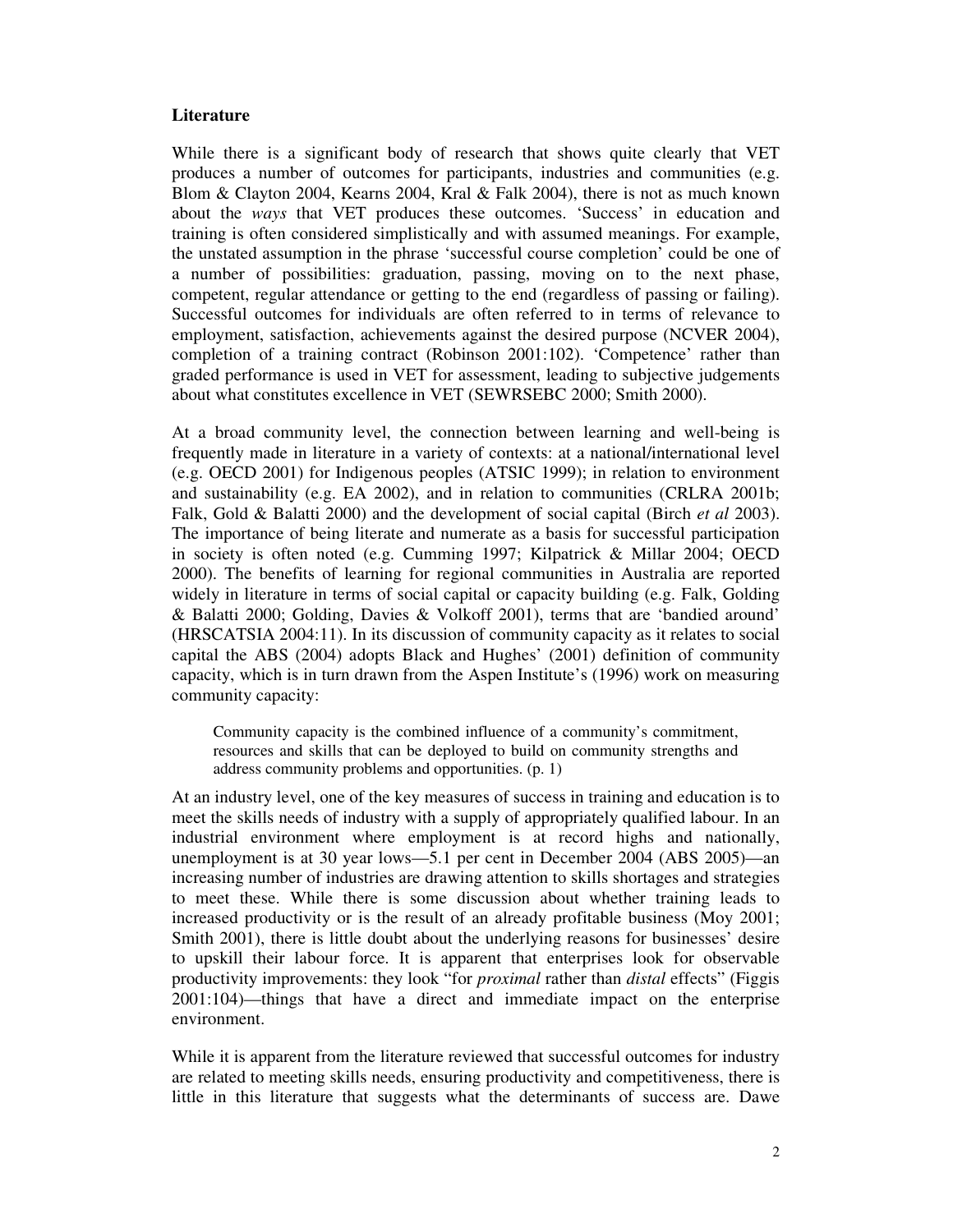## Literature

While there is a significant body of research that shows quite clearly that VET produces a number of outcomes for participants, industries and communities (e.g. Blom & Clayton 2004, Kearns 2004, Kral & Falk 2004), there is not as much known about the *ways* that VET produces these outcomes. 'Success' in education and training is often considered simplistically and with assumed meanings. For example, the unstated assumption in the phrase 'successful course completion' could be one of a number of possibilities: graduation, passing, moving on to the next phase, competent, regular attendance or getting to the end (regardless of passing or failing). Successful outcomes for individuals are often referred to in terms of relevance to employment, satisfaction, achievements against the desired purpose (NCVER 2004), completion of a training contract (Robinson 2001:102). 'Competence' rather than graded performance is used in VET for assessment, leading to subjective judgements about what constitutes excellence in VET (SEWRSEBC 2000; Smith 2000).

At a broad community level, the connection between learning and well-being is frequently made in literature in a variety of contexts: at a national/international level (e.g. OECD 2001) for Indigenous peoples (ATSIC 1999); in relation to environment and sustainability (e.g. EA 2002), and in relation to communities (CRLRA 2001b; Falk, Gold & Balatti 2000) and the development of social capital (Birch *et al* 2003). The importance of being literate and numerate as a basis for successful participation in society is often noted (e.g. Cumming 1997; Kilpatrick & Millar 2004; OECD 2000). The benefits of learning for regional communities in Australia are reported widely in literature in terms of social capital or capacity building (e.g. Falk, Golding & Balatti 2000; Golding, Davies & Volkoff 2001), terms that are 'bandied around' (HRSCATSIA 2004:11). In its discussion of community capacity as it relates to social capital the ABS (2004) adopts Black and Hughes' (2001) definition of community capacity, which is in turn drawn from the Aspen Institute's (1996) work on measuring community capacity:

> Community capacity is the combined influence of a community's commitment, resources and skills that can be deployed to build on community strengths and address community problems and opportunities. (p. 1)

At an industry level, one of the key measures of success in training and education is to meet the skills needs of industry with a supply of appropriately qualified labour. In an industrial environment where employment is at record highs and nationally, unemployment is at 30 year lows—5.1 per cent in December 2004 (ABS 2005)—an increasing number of industries are drawing attention to skills shortages and strategies to meet these. While there is some discussion about whether training leads to increased productivity or is the result of an already profitable business (Moy 2001; Smith 2001), there is little doubt about the underlying reasons for businesses' desire to upskill their labour force. It is apparent that enterprises look for observable productivity improvements: they look "for *proximal* rather than *distal* effects" (Figgis 2001:104)—things that have a direct and immediate impact on the enterprise environment.

While it is apparent from the literature reviewed that successful outcomes for industry are related to meeting skills needs, ensuring productivity and competitiveness, there is little in this literature that suggests what the determinants of success are. Dawe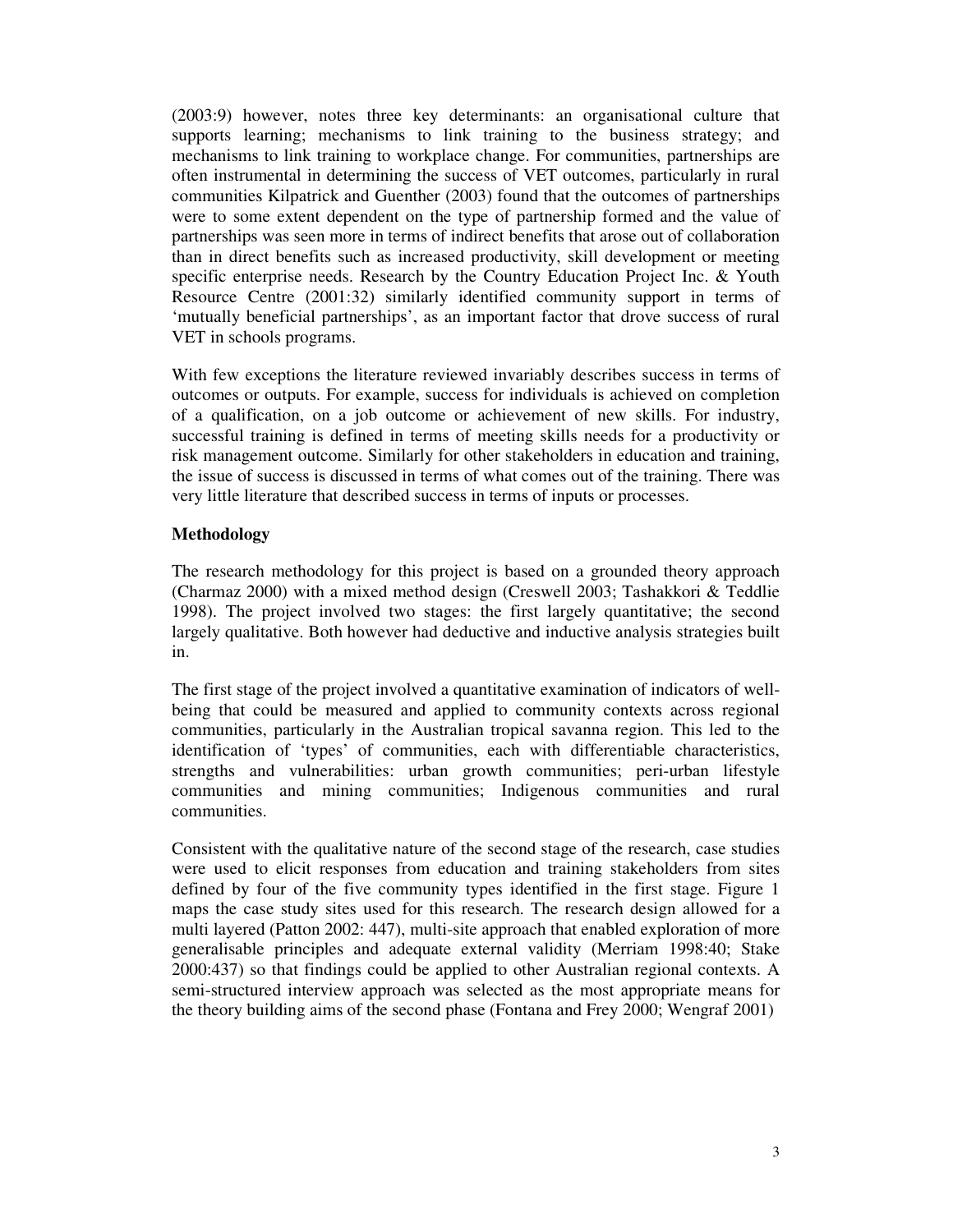(2003:9) however, notes three key determinants: an organisational culture that supports learning; mechanisms to link training to the business strategy; and mechanisms to link training to workplace change. For communities, partnerships are often instrumental in determining the success of VET outcomes, particularly in rural communities Kilpatrick and Guenther (2003) found that the outcomes of partnerships were to some extent dependent on the type of partnership formed and the value of partnerships was seen more in terms of indirect benefits that arose out of collaboration than in direct benefits such as increased productivity, skill development or meeting specific enterprise needs. Research by the Country Education Project Inc. & Youth Resource Centre (2001:32) similarly identified community support in terms of 'mutually beneficial partnerships', as an important factor that drove success of rural VET in schools programs.

With few exceptions the literature reviewed invariably describes success in terms of outcomes or outputs. For example, success for individuals is achieved on completion of a qualification, on a job outcome or achievement of new skills. For industry, successful training is defined in terms of meeting skills needs for a productivity or risk management outcome. Similarly for other stakeholders in education and training, the issue of success is discussed in terms of what comes out of the training. There was very little literature that described success in terms of inputs or processes.

**Methodology**

The research methodology for this project is based on a grounded theory approach (Charmaz 2000) with a mixed method design (Creswell 2003; Tashakkori & Teddlie 1998). The project involved two stages: the first largely quantitative; the second largely qualitative. Both however had deductive and inductive analysis strategies built in.

The first stage of the project involved a quantitative examination of indicators of well-being that could be measured and applied to community contexts across regional communities, particularly in the Australian tropical savanna region. This led to the identification of 'types' of communities, each with differentiable characteristics, strengths and vulnerabilities: urban growth communities; peri-urban lifestyle communities and mining communities; Indigenous communities and rural communities.

Consistent with the qualitative nature of the second stage of the research, case studies were used to elicit responses from education and training stakeholders from sites defined by four of the five community types identified in the first stage. Figure 1 maps the case study sites used for this research. The research design allowed for a multi layered (Patton 2002: 447), multi-site approach that enabled exploration of more generalisable principles and adequate external validity (Merriam 1998:40; Stake 2000:437) so that findings could be applied to other Australian regional contexts. A semi-structured interview approach was selected as the most appropriate means for the theory building aims of the second phase (Fontana and Frey 2000; Wengraf 2001)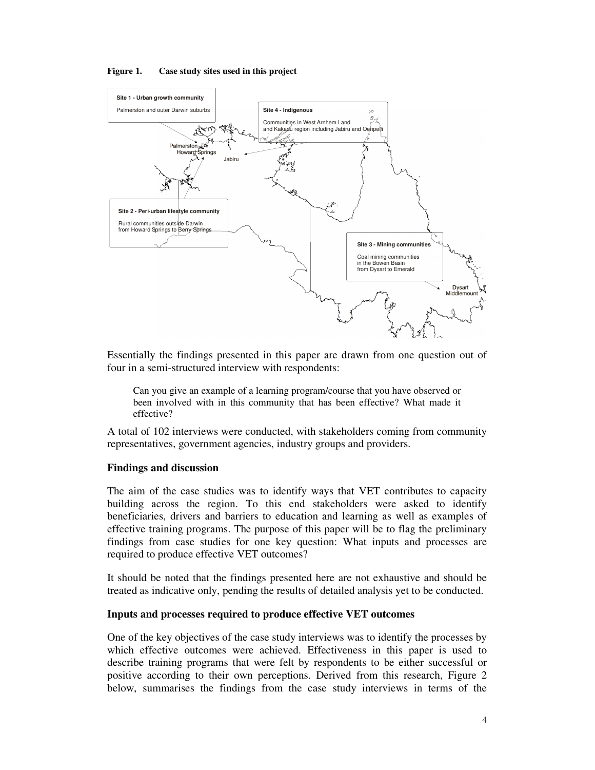**Figure 1. Case study sites used in this project**

**Site 1 - Urban growth community**

Palmerston and outer Darwin suburbs

**Site 2 - Peri-urban lifestyle community**

Rural communities outside Darwin from Howard Springs to Berry Springs

**Site 3 - Mining communities**

Coal mining communities in the Bowen Basin from Dysart to Emerald

**Site 4 - Indigenous**

Communities in West Arnhem Land and Kakadu region including Jabiru and Oenpelli

Palmerston, Howard Springs, Jabiru, Dysart, Middlemount

Essentially the findings presented in this paper are drawn from one question out of four in a semi-structured interview with respondents:

> Can you give an example of a learning program/course that you have observed or been involved with in this community that has been effective? What made it effective?

A total of 102 interviews were conducted, with stakeholders coming from community representatives, government agencies, industry groups and providers.

## Findings and discussion

The aim of the case studies was to identify ways that VET contributes to capacity building across the region. To this end stakeholders were asked to identify beneficiaries, drivers and barriers to education and learning as well as examples of effective training programs. The purpose of this paper will be to flag the preliminary findings from case studies for one key question: What inputs and processes are required to produce effective VET outcomes?

It should be noted that the findings presented here are not exhaustive and should be treated as indicative only, pending the results of detailed analysis yet to be conducted.

### Inputs and processes required to produce effective VET outcomes

One of the key objectives of the case study interviews was to identify the processes by which effective outcomes were achieved. Effectiveness in this paper is used to describe training programs that were felt by respondents to be either successful or positive according to their own perceptions. Derived from this research, Figure 2 below, summarises the findings from the case study interviews in terms of the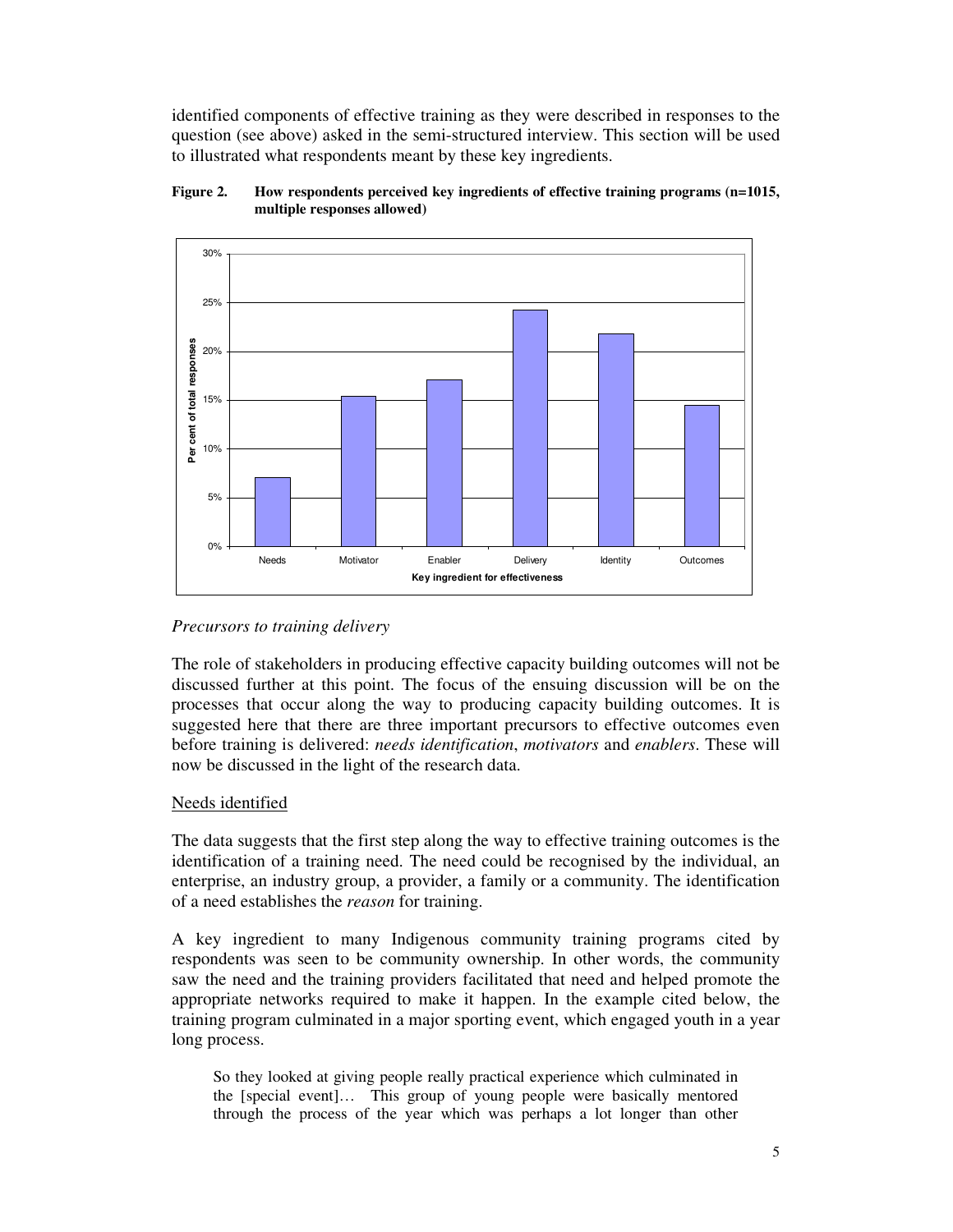identified components of effective training as they were described in responses to the question (see above) asked in the semi-structured interview. This section will be used to illustrated what respondents meant by these key ingredients.

**Figure 2. How respondents perceived key ingredients of effective training programs (n=1015, multiple responses allowed)**

*Precursors to training delivery*

The role of stakeholders in producing effective capacity building outcomes will not be discussed further at this point. The focus of the ensuing discussion will be on the processes that occur along the way to producing capacity building outcomes. It is suggested here that there are three important precursors to effective outcomes even before training is delivered: *needs identification*, *motivators* and *enablers*. These will now be discussed in the light of the research data.

<u>Needs identified</u>

The data suggests that the first step along the way to effective training outcomes is the identification of a training need. The need could be recognised by the individual, an enterprise, an industry group, a provider, a family or a community. The identification of a need establishes the *reason* for training.

A key ingredient to many Indigenous community training programs cited by respondents was seen to be community ownership. In other words, the community saw the need and the training providers facilitated that need and helped promote the appropriate networks required to make it happen. In the example cited below, the training program culminated in a major sporting event, which engaged youth in a year long process.

> So they looked at giving people really practical experience which culminated in the [special event]… This group of young people were basically mentored through the process of the year which was perhaps a lot longer than other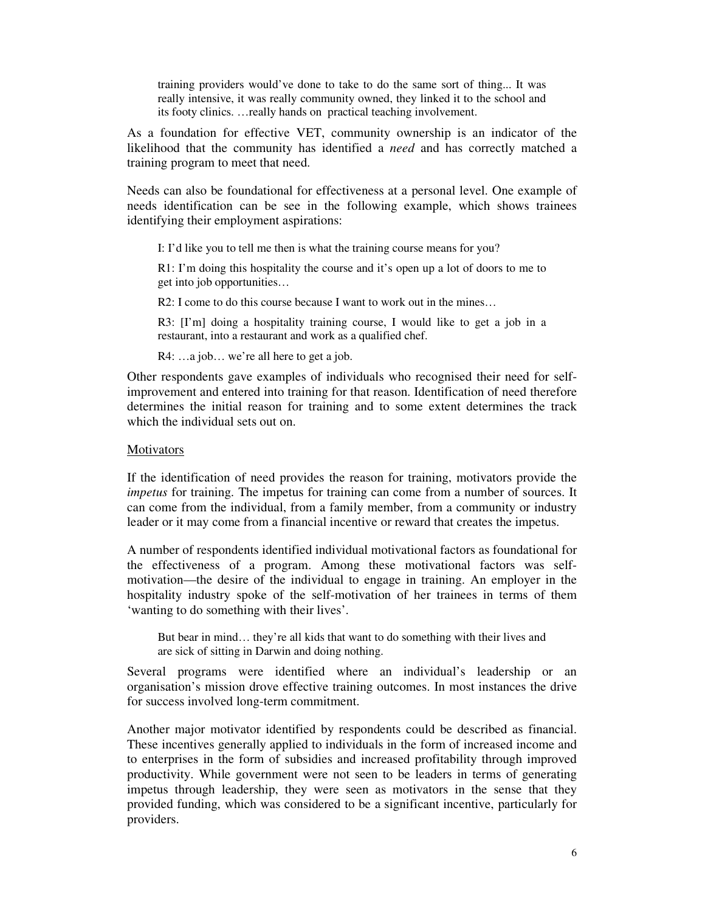> training providers would've done to take to do the same sort of thing... It was really intensive, it was really community owned, they linked it to the school and its footy clinics. …really hands on practical teaching involvement.

As a foundation for effective VET, community ownership is an indicator of the likelihood that the community has identified a *need* and has correctly matched a training program to meet that need.

Needs can also be foundational for effectiveness at a personal level. One example of needs identification can be see in the following example, which shows trainees identifying their employment aspirations:

> I: I'd like you to tell me then is what the training course means for you?
>
> R1: I'm doing this hospitality the course and it's open up a lot of doors to me to get into job opportunities…
>
> R2: I come to do this course because I want to work out in the mines…
>
> R3: [I'm] doing a hospitality training course, I would like to get a job in a restaurant, into a restaurant and work as a qualified chef.
>
> R4: …a job… we're all here to get a job.

Other respondents gave examples of individuals who recognised their need for self-improvement and entered into training for that reason. Identification of need therefore determines the initial reason for training and to some extent determines the track which the individual sets out on.

<u>Motivators</u>

If the identification of need provides the reason for training, motivators provide the *impetus* for training. The impetus for training can come from a number of sources. It can come from the individual, from a family member, from a community or industry leader or it may come from a financial incentive or reward that creates the impetus.

A number of respondents identified individual motivational factors as foundational for the effectiveness of a program. Among these motivational factors was self-motivation—the desire of the individual to engage in training. An employer in the hospitality industry spoke of the self-motivation of her trainees in terms of them 'wanting to do something with their lives'.

> But bear in mind… they're all kids that want to do something with their lives and are sick of sitting in Darwin and doing nothing.

Several programs were identified where an individual's leadership or an organisation's mission drove effective training outcomes. In most instances the drive for success involved long-term commitment.

Another major motivator identified by respondents could be described as financial. These incentives generally applied to individuals in the form of increased income and to enterprises in the form of subsidies and increased profitability through improved productivity. While government were not seen to be leaders in terms of generating impetus through leadership, they were seen as motivators in the sense that they provided funding, which was considered to be a significant incentive, particularly for providers.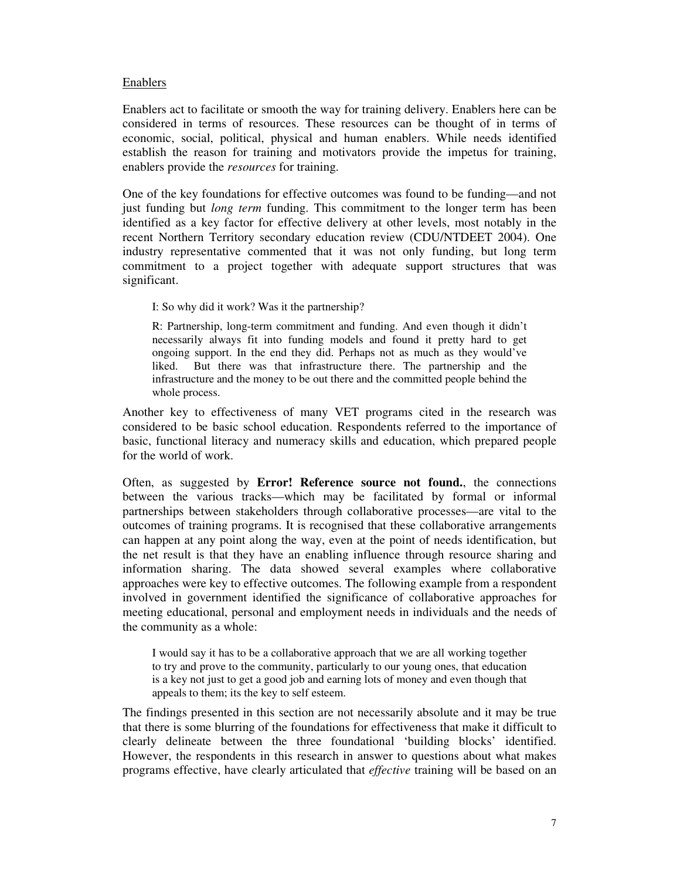Enablers

Enablers act to facilitate or smooth the way for training delivery. Enablers here can be considered in terms of resources. These resources can be thought of in terms of economic, social, political, physical and human enablers. While needs identified establish the reason for training and motivators provide the impetus for training, enablers provide the *resources* for training.

One of the key foundations for effective outcomes was found to be funding—and not just funding but *long term* funding. This commitment to the longer term has been identified as a key factor for effective delivery at other levels, most notably in the recent Northern Territory secondary education review (CDU/NTDEET 2004). One industry representative commented that it was not only funding, but long term commitment to a project together with adequate support structures that was significant.

> I: So why did it work? Was it the partnership?
>
> R: Partnership, long-term commitment and funding. And even though it didn't necessarily always fit into funding models and found it pretty hard to get ongoing support. In the end they did. Perhaps not as much as they would've liked. But there was that infrastructure there. The partnership and the infrastructure and the money to be out there and the committed people behind the whole process.

Another key to effectiveness of many VET programs cited in the research was considered to be basic school education. Respondents referred to the importance of basic, functional literacy and numeracy skills and education, which prepared people for the world of work.

Often, as suggested by **Error! Reference source not found.**, the connections between the various tracks—which may be facilitated by formal or informal partnerships between stakeholders through collaborative processes—are vital to the outcomes of training programs. It is recognised that these collaborative arrangements can happen at any point along the way, even at the point of needs identification, but the net result is that they have an enabling influence through resource sharing and information sharing. The data showed several examples where collaborative approaches were key to effective outcomes. The following example from a respondent involved in government identified the significance of collaborative approaches for meeting educational, personal and employment needs in individuals and the needs of the community as a whole:

> I would say it has to be a collaborative approach that we are all working together to try and prove to the community, particularly to our young ones, that education is a key not just to get a good job and earning lots of money and even though that appeals to them; its the key to self esteem.

The findings presented in this section are not necessarily absolute and it may be true that there is some blurring of the foundations for effectiveness that make it difficult to clearly delineate between the three foundational 'building blocks' identified. However, the respondents in this research in answer to questions about what makes programs effective, have clearly articulated that *effective* training will be based on an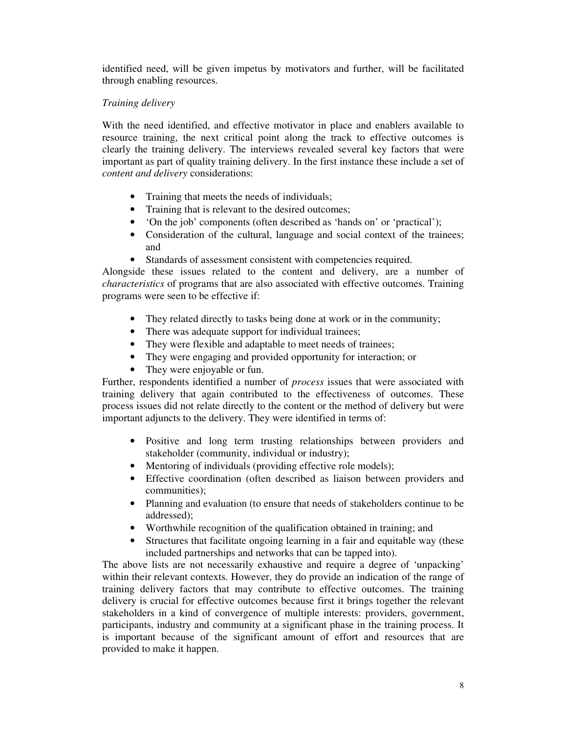identified need, will be given impetus by motivators and further, will be facilitated through enabling resources.

*Training delivery*

With the need identified, and effective motivator in place and enablers available to resource training, the next critical point along the track to effective outcomes is clearly the training delivery. The interviews revealed several key factors that were important as part of quality training delivery. In the first instance these include a set of *content and delivery* considerations:

- Training that meets the needs of individuals;
- Training that is relevant to the desired outcomes;
- 'On the job' components (often described as 'hands on' or 'practical');
- Consideration of the cultural, language and social context of the trainees; and
- Standards of assessment consistent with competencies required.

Alongside these issues related to the content and delivery, are a number of *characteristics* of programs that are also associated with effective outcomes. Training programs were seen to be effective if:

- They related directly to tasks being done at work or in the community;
- There was adequate support for individual trainees;
- They were flexible and adaptable to meet needs of trainees;
- They were engaging and provided opportunity for interaction; or
- They were enjoyable or fun.

Further, respondents identified a number of *process* issues that were associated with training delivery that again contributed to the effectiveness of outcomes. These process issues did not relate directly to the content or the method of delivery but were important adjuncts to the delivery. They were identified in terms of:

- Positive and long term trusting relationships between providers and stakeholder (community, individual or industry);
- Mentoring of individuals (providing effective role models);
- Effective coordination (often described as liaison between providers and communities);
- Planning and evaluation (to ensure that needs of stakeholders continue to be addressed);
- Worthwhile recognition of the qualification obtained in training; and
- Structures that facilitate ongoing learning in a fair and equitable way (these included partnerships and networks that can be tapped into).

The above lists are not necessarily exhaustive and require a degree of 'unpacking' within their relevant contexts. However, they do provide an indication of the range of training delivery factors that may contribute to effective outcomes. The training delivery is crucial for effective outcomes because first it brings together the relevant stakeholders in a kind of convergence of multiple interests: providers, government, participants, industry and community at a significant phase in the training process. It is important because of the significant amount of effort and resources that are provided to make it happen.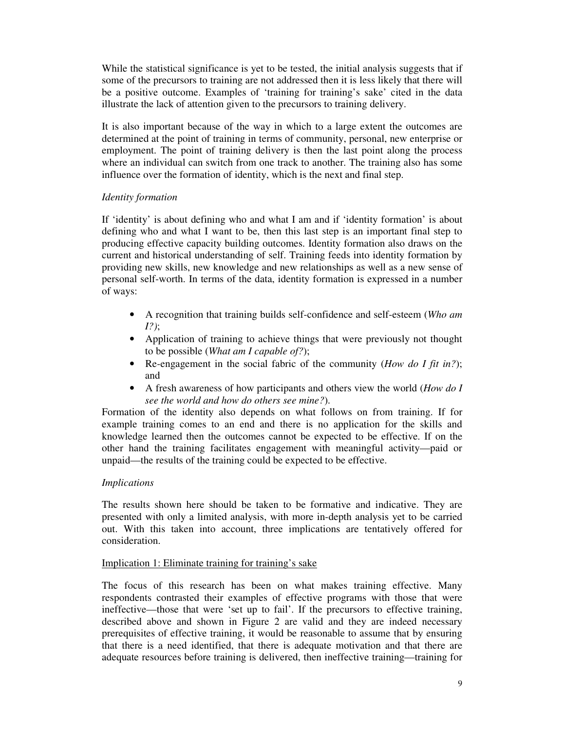While the statistical significance is yet to be tested, the initial analysis suggests that if some of the precursors to training are not addressed then it is less likely that there will be a positive outcome. Examples of 'training for training's sake' cited in the data illustrate the lack of attention given to the precursors to training delivery.

It is also important because of the way in which to a large extent the outcomes are determined at the point of training in terms of community, personal, new enterprise or employment. The point of training delivery is then the last point along the process where an individual can switch from one track to another. The training also has some influence over the formation of identity, which is the next and final step.

*Identity formation*

If 'identity' is about defining who and what I am and if 'identity formation' is about defining who and what I want to be, then this last step is an important final step to producing effective capacity building outcomes. Identity formation also draws on the current and historical understanding of self. Training feeds into identity formation by providing new skills, new knowledge and new relationships as well as a new sense of personal self-worth. In terms of the data, identity formation is expressed in a number of ways:

- A recognition that training builds self-confidence and self-esteem (*Who am I?)*;
- Application of training to achieve things that were previously not thought to be possible (*What am I capable of?*);
- Re-engagement in the social fabric of the community (*How do I fit in?*); and
- A fresh awareness of how participants and others view the world (*How do I see the world and how do others see mine?*).

Formation of the identity also depends on what follows on from training. If for example training comes to an end and there is no application for the skills and knowledge learned then the outcomes cannot be expected to be effective. If on the other hand the training facilitates engagement with meaningful activity—paid or unpaid—the results of the training could be expected to be effective.

*Implications*

The results shown here should be taken to be formative and indicative. They are presented with only a limited analysis, with more in-depth analysis yet to be carried out. With this taken into account, three implications are tentatively offered for consideration.

<u>Implication 1: Eliminate training for training's sake</u>

The focus of this research has been on what makes training effective. Many respondents contrasted their examples of effective programs with those that were ineffective—those that were 'set up to fail'. If the precursors to effective training, described above and shown in Figure 2 are valid and they are indeed necessary prerequisites of effective training, it would be reasonable to assume that by ensuring that there is a need identified, that there is adequate motivation and that there are adequate resources before training is delivered, then ineffective training—training for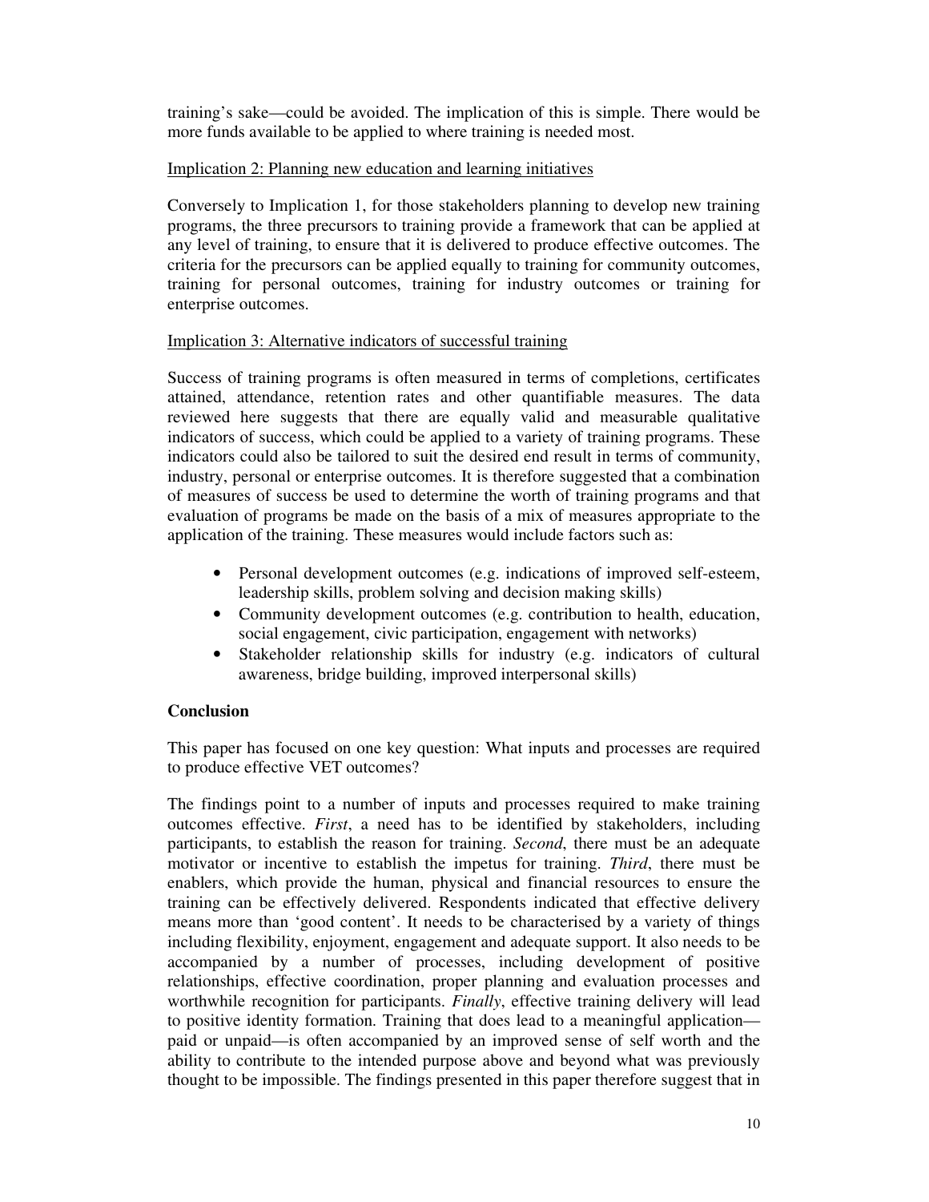training's sake—could be avoided. The implication of this is simple. There would be more funds available to be applied to where training is needed most.

Implication 2: Planning new education and learning initiatives

Conversely to Implication 1, for those stakeholders planning to develop new training programs, the three precursors to training provide a framework that can be applied at any level of training, to ensure that it is delivered to produce effective outcomes. The criteria for the precursors can be applied equally to training for community outcomes, training for personal outcomes, training for industry outcomes or training for enterprise outcomes.

Implication 3: Alternative indicators of successful training

Success of training programs is often measured in terms of completions, certificates attained, attendance, retention rates and other quantifiable measures. The data reviewed here suggests that there are equally valid and measurable qualitative indicators of success, which could be applied to a variety of training programs. These indicators could also be tailored to suit the desired end result in terms of community, industry, personal or enterprise outcomes. It is therefore suggested that a combination of measures of success be used to determine the worth of training programs and that evaluation of programs be made on the basis of a mix of measures appropriate to the application of the training. These measures would include factors such as:

- Personal development outcomes (e.g. indications of improved self-esteem, leadership skills, problem solving and decision making skills)
- Community development outcomes (e.g. contribution to health, education, social engagement, civic participation, engagement with networks)
- Stakeholder relationship skills for industry (e.g. indicators of cultural awareness, bridge building, improved interpersonal skills)

**Conclusion**

This paper has focused on one key question: What inputs and processes are required to produce effective VET outcomes?

The findings point to a number of inputs and processes required to make training outcomes effective. *First*, a need has to be identified by stakeholders, including participants, to establish the reason for training. *Second*, there must be an adequate motivator or incentive to establish the impetus for training. *Third*, there must be enablers, which provide the human, physical and financial resources to ensure the training can be effectively delivered. Respondents indicated that effective delivery means more than 'good content'. It needs to be characterised by a variety of things including flexibility, enjoyment, engagement and adequate support. It also needs to be accompanied by a number of processes, including development of positive relationships, effective coordination, proper planning and evaluation processes and worthwhile recognition for participants. *Finally*, effective training delivery will lead to positive identity formation. Training that does lead to a meaningful application—paid or unpaid—is often accompanied by an improved sense of self worth and the ability to contribute to the intended purpose above and beyond what was previously thought to be impossible. The findings presented in this paper therefore suggest that in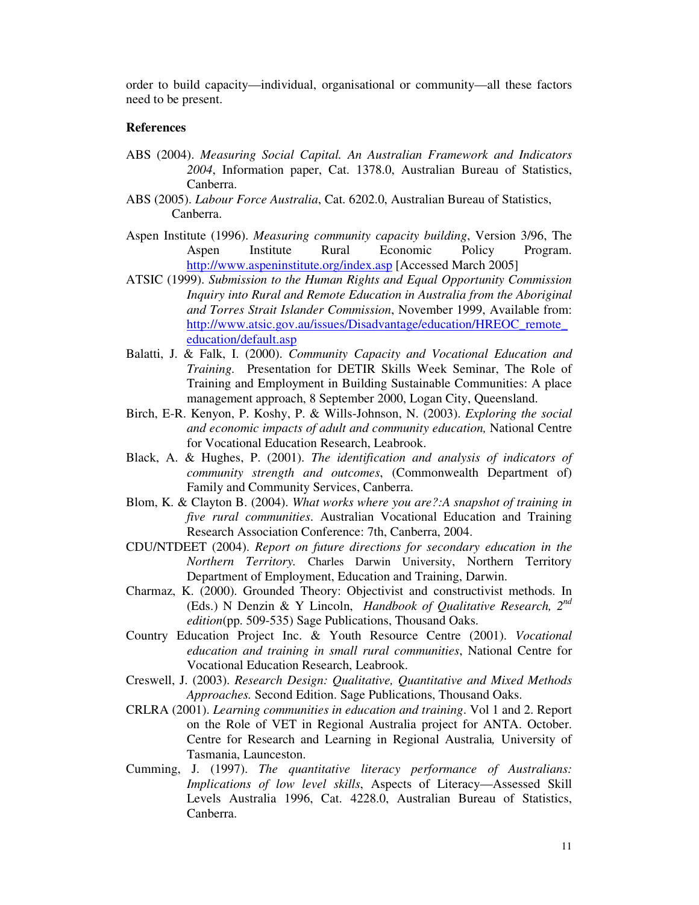order to build capacity—individual, organisational or community—all these factors need to be present.

**References**

ABS (2004). *Measuring Social Capital. An Australian Framework and Indicators 2004*, Information paper, Cat. 1378.0, Australian Bureau of Statistics, Canberra.

ABS (2005). *Labour Force Australia*, Cat. 6202.0, Australian Bureau of Statistics, Canberra.

Aspen Institute (1996). *Measuring community capacity building*, Version 3/96, The Aspen Institute Rural Economic Policy Program. http://www.aspeninstitute.org/index.asp [Accessed March 2005]

ATSIC (1999). *Submission to the Human Rights and Equal Opportunity Commission Inquiry into Rural and Remote Education in Australia from the Aboriginal and Torres Strait Islander Commission*, November 1999, Available from: http://www.atsic.gov.au/issues/Disadvantage/education/HREOC_remote_education/default.asp

Balatti, J. & Falk, I. (2000). *Community Capacity and Vocational Education and Training.* Presentation for DETIR Skills Week Seminar, The Role of Training and Employment in Building Sustainable Communities: A place management approach, 8 September 2000, Logan City, Queensland.

Birch, E-R. Kenyon, P. Koshy, P. & Wills-Johnson, N. (2003). *Exploring the social and economic impacts of adult and community education,* National Centre for Vocational Education Research, Leabrook.

Black, A. & Hughes, P. (2001). *The identification and analysis of indicators of community strength and outcomes*, (Commonwealth Department of) Family and Community Services, Canberra.

Blom, K. & Clayton B. (2004). *What works where you are?:A snapshot of training in five rural communities.* Australian Vocational Education and Training Research Association Conference: 7th, Canberra, 2004.

CDU/NTDEET (2004). *Report on future directions for secondary education in the Northern Territory.* Charles Darwin University, Northern Territory Department of Employment, Education and Training, Darwin.

Charmaz, K. (2000). Grounded Theory: Objectivist and constructivist methods. In (Eds.) N Denzin & Y Lincoln, *Handbook of Qualitative Research, 2nd edition*(pp. 509-535) Sage Publications, Thousand Oaks.

Country Education Project Inc. & Youth Resource Centre (2001). *Vocational education and training in small rural communities*, National Centre for Vocational Education Research, Leabrook.

Creswell, J. (2003). *Research Design: Qualitative, Quantitative and Mixed Methods Approaches.* Second Edition. Sage Publications, Thousand Oaks.

CRLRA (2001). *Learning communities in education and training*. Vol 1 and 2. Report on the Role of VET in Regional Australia project for ANTA. October. Centre for Research and Learning in Regional Australia*,* University of Tasmania, Launceston.

Cumming, J. (1997). *The quantitative literacy performance of Australians: Implications of low level skills*, Aspects of Literacy—Assessed Skill Levels Australia 1996, Cat. 4228.0, Australian Bureau of Statistics, Canberra.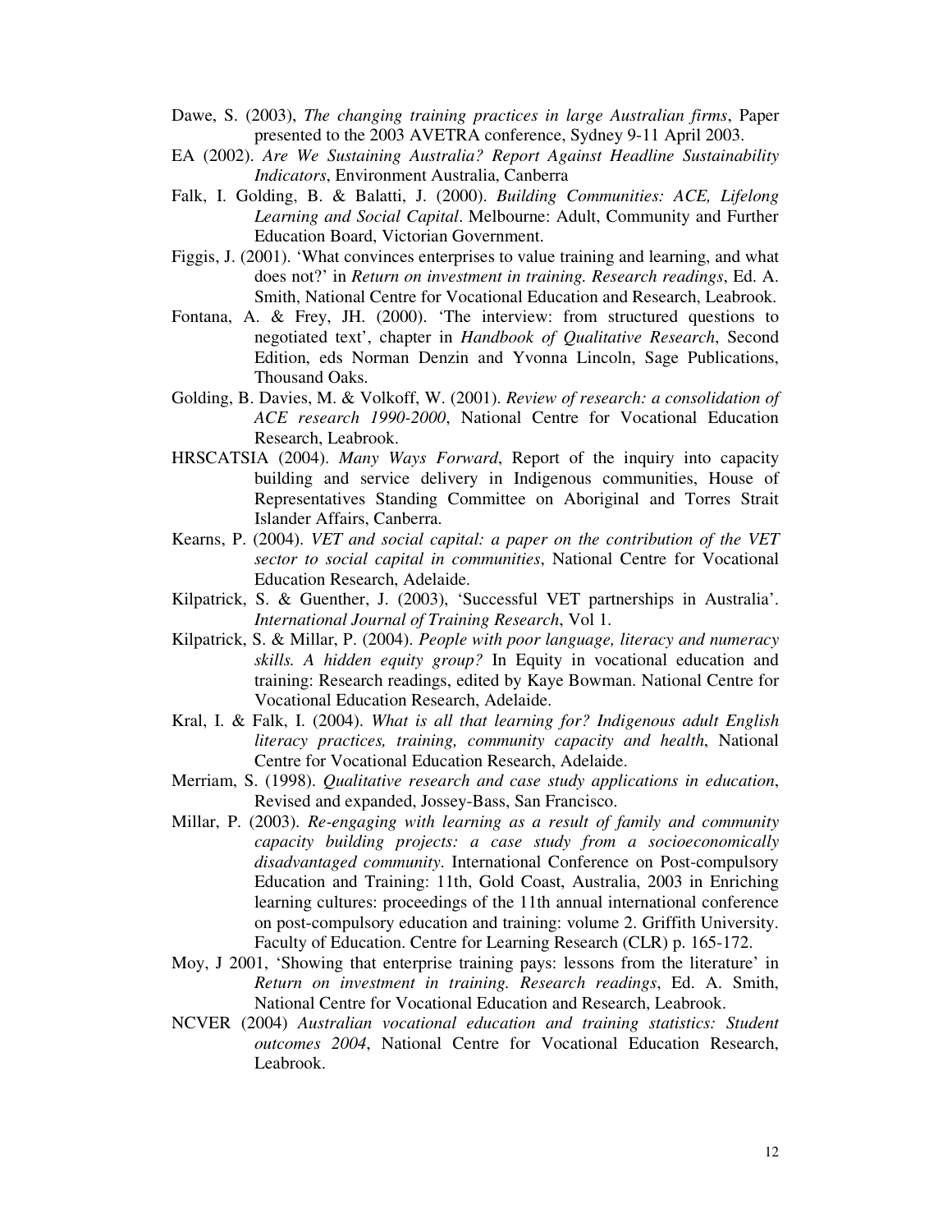Dawe, S. (2003), *The changing training practices in large Australian firms*, Paper presented to the 2003 AVETRA conference, Sydney 9-11 April 2003.

EA (2002). *Are We Sustaining Australia? Report Against Headline Sustainability Indicators*, Environment Australia, Canberra

Falk, I. Golding, B. & Balatti, J. (2000). *Building Communities: ACE, Lifelong Learning and Social Capital*. Melbourne: Adult, Community and Further Education Board, Victorian Government.

Figgis, J. (2001). 'What convinces enterprises to value training and learning, and what does not?' in *Return on investment in training. Research readings*, Ed. A. Smith, National Centre for Vocational Education and Research, Leabrook.

Fontana, A. & Frey, JH. (2000). 'The interview: from structured questions to negotiated text', chapter in *Handbook of Qualitative Research*, Second Edition, eds Norman Denzin and Yvonna Lincoln, Sage Publications, Thousand Oaks.

Golding, B. Davies, M. & Volkoff, W. (2001). *Review of research: a consolidation of ACE research 1990-2000*, National Centre for Vocational Education Research, Leabrook.

HRSCATSIA (2004). *Many Ways Forward*, Report of the inquiry into capacity building and service delivery in Indigenous communities, House of Representatives Standing Committee on Aboriginal and Torres Strait Islander Affairs, Canberra.

Kearns, P. (2004). *VET and social capital: a paper on the contribution of the VET sector to social capital in communities*, National Centre for Vocational Education Research, Adelaide.

Kilpatrick, S. & Guenther, J. (2003), 'Successful VET partnerships in Australia'. *International Journal of Training Research*, Vol 1.

Kilpatrick, S. & Millar, P. (2004). *People with poor language, literacy and numeracy skills. A hidden equity group?* In Equity in vocational education and training: Research readings, edited by Kaye Bowman. National Centre for Vocational Education Research, Adelaide.

Kral, I. & Falk, I. (2004). *What is all that learning for? Indigenous adult English literacy practices, training, community capacity and health*, National Centre for Vocational Education Research, Adelaide.

Merriam, S. (1998). *Qualitative research and case study applications in education*, Revised and expanded, Jossey-Bass, San Francisco.

Millar, P. (2003). *Re-engaging with learning as a result of family and community capacity building projects: a case study from a socioeconomically disadvantaged community*. International Conference on Post-compulsory Education and Training: 11th, Gold Coast, Australia, 2003 in Enriching learning cultures: proceedings of the 11th annual international conference on post-compulsory education and training: volume 2. Griffith University. Faculty of Education. Centre for Learning Research (CLR) p. 165-172.

Moy, J 2001, 'Showing that enterprise training pays: lessons from the literature' in *Return on investment in training. Research readings*, Ed. A. Smith, National Centre for Vocational Education and Research, Leabrook.

NCVER (2004) *Australian vocational education and training statistics: Student outcomes 2004*, National Centre for Vocational Education Research, Leabrook.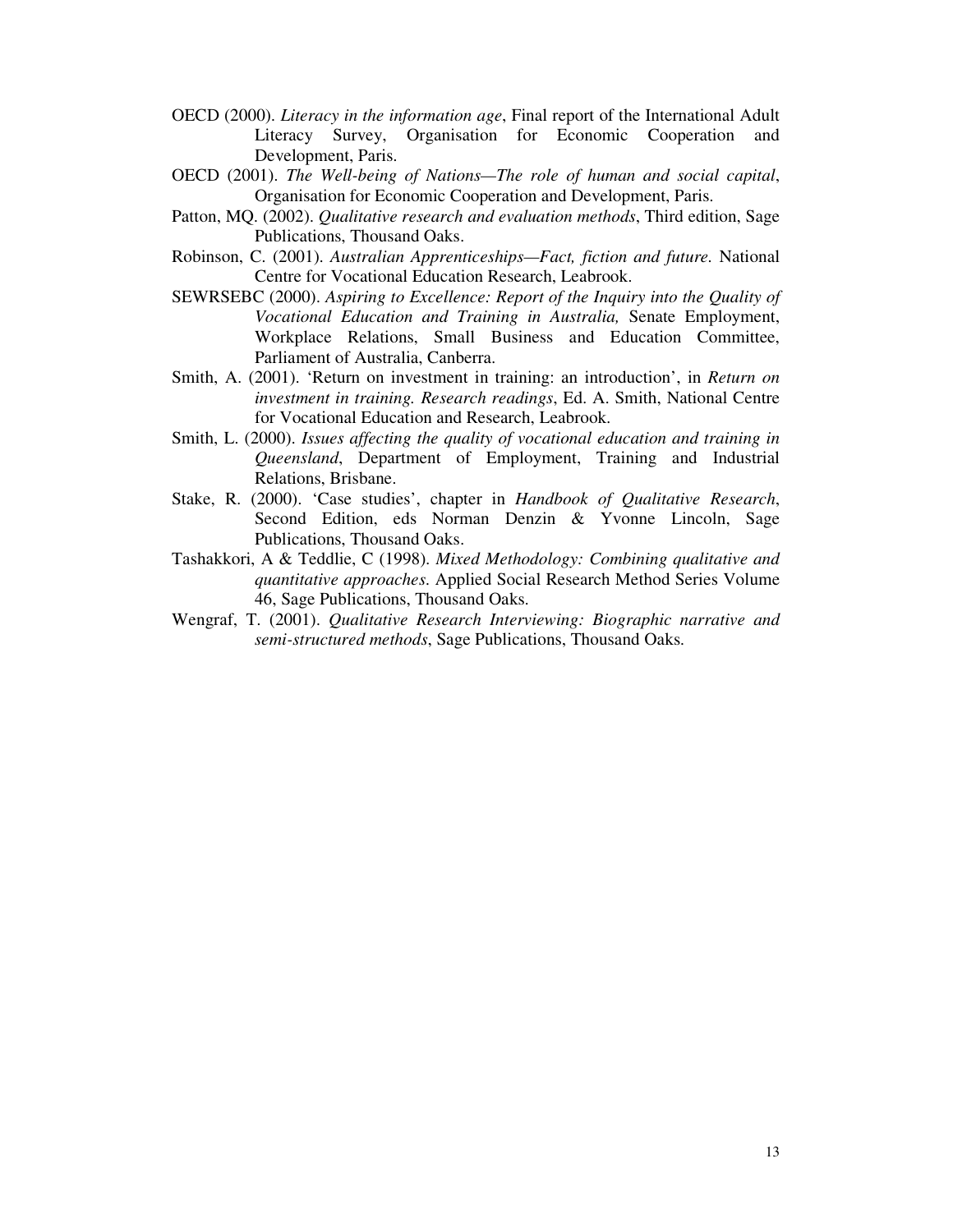OECD (2000). *Literacy in the information age*, Final report of the International Adult Literacy Survey, Organisation for Economic Cooperation and Development, Paris.

OECD (2001). *The Well-being of Nations—The role of human and social capital*, Organisation for Economic Cooperation and Development, Paris.

Patton, MQ. (2002). *Qualitative research and evaluation methods*, Third edition, Sage Publications, Thousand Oaks.

Robinson, C. (2001). *Australian Apprenticeships—Fact, fiction and future.* National Centre for Vocational Education Research, Leabrook.

SEWRSEBC (2000). *Aspiring to Excellence: Report of the Inquiry into the Quality of Vocational Education and Training in Australia,* Senate Employment, Workplace Relations, Small Business and Education Committee, Parliament of Australia, Canberra.

Smith, A. (2001). 'Return on investment in training: an introduction', in *Return on investment in training. Research readings*, Ed. A. Smith, National Centre for Vocational Education and Research, Leabrook.

Smith, L. (2000). *Issues affecting the quality of vocational education and training in Queensland*, Department of Employment, Training and Industrial Relations, Brisbane.

Stake, R. (2000). 'Case studies', chapter in *Handbook of Qualitative Research*, Second Edition, eds Norman Denzin & Yvonne Lincoln, Sage Publications, Thousand Oaks.

Tashakkori, A & Teddlie, C (1998). *Mixed Methodology: Combining qualitative and quantitative approaches.* Applied Social Research Method Series Volume 46, Sage Publications, Thousand Oaks.

Wengraf, T. (2001). *Qualitative Research Interviewing: Biographic narrative and semi-structured methods*, Sage Publications, Thousand Oaks.